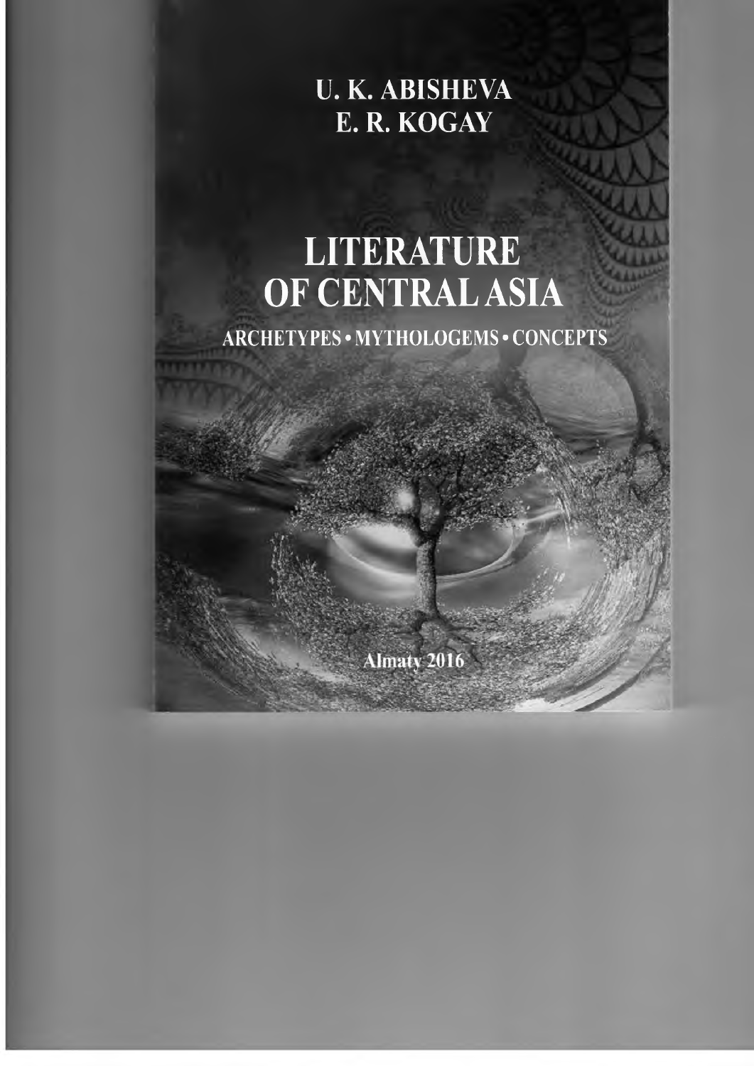U. K. ABISHEVA
E. R. KOGAY

# LITERATURE OF CENTRAL ASIA

ARCHETYPES • MYTHOLOGEMS • CONCEPTS

Almaty 2016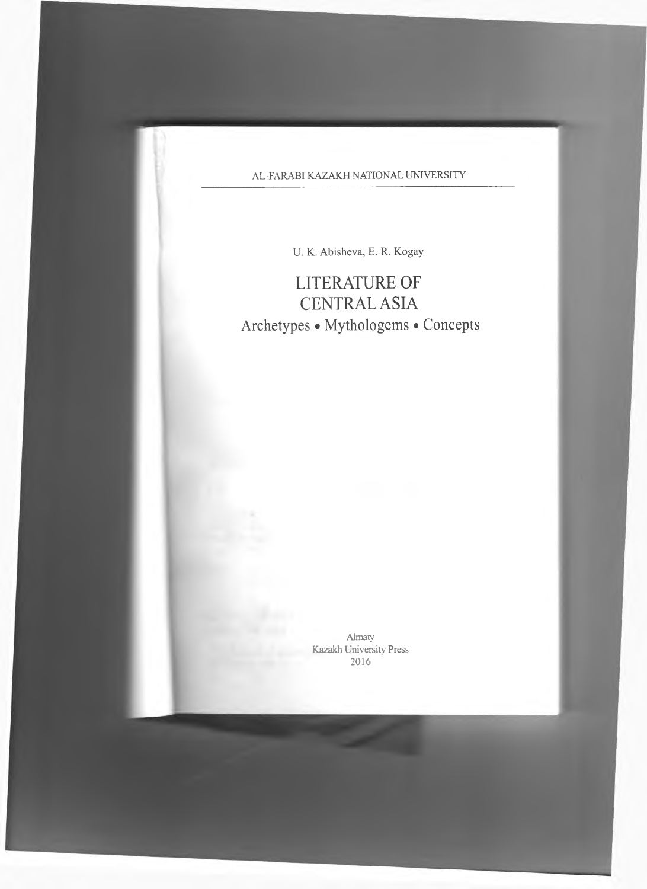AL-FARABI KAZAKH NATIONAL UNIVERSITY

U. K. Abisheva, E. R. Kogay

# LITERATURE OF CENTRAL ASIA

## Archetypes • Mythologems • Concepts

Almaty
Kazakh University Press
2016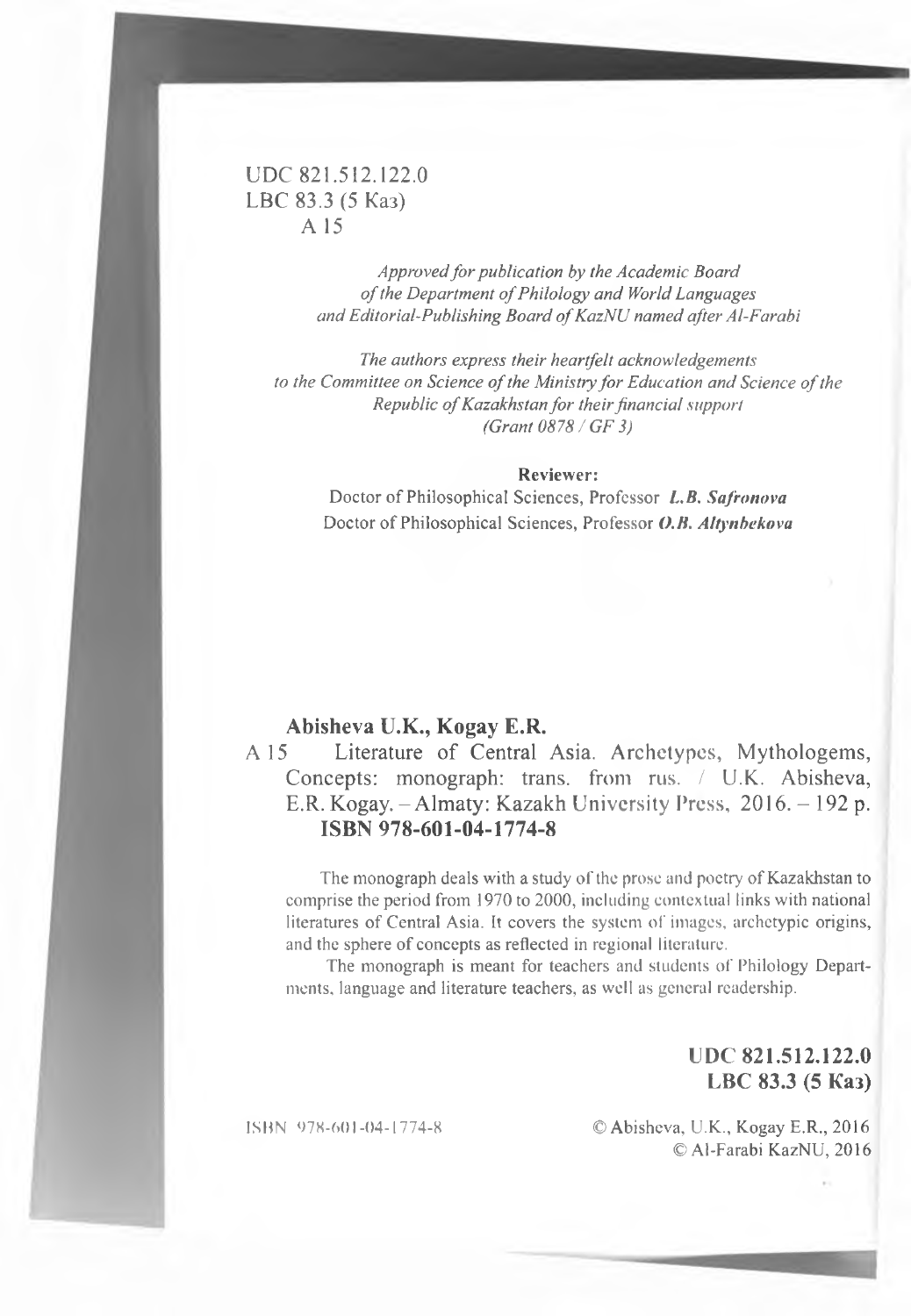UDC 821.512.122.0
LBC 83.3 (5 Каз)
A 15

*Approved for publication by the Academic Board of the Department of Philology and World Languages and Editorial-Publishing Board of KazNU named after Al-Farabi*

*The authors express their heartfelt acknowledgements to the Committee on Science of the Ministry for Education and Science of the Republic of Kazakhstan for their financial support (Grant 0878 / GF 3)*

**Reviewer:**
Doctor of Philosophical Sciences, Professor ***L.B. Safronova***
Doctor of Philosophical Sciences, Professor ***O.B. Altynbekova***

**Abisheva U.K., Kogay E.R.**

A 15 Literature of Central Asia. Archetypes, Mythologems, Concepts: monograph: trans. from rus. / U.K. Abisheva, E.R. Kogay. – Almaty: Kazakh University Press, 2016. – 192 p.
**ISBN 978-601-04-1774-8**

The monograph deals with a study of the prose and poetry of Kazakhstan to comprise the period from 1970 to 2000, including contextual links with national literatures of Central Asia. It covers the system of images, archetypic origins, and the sphere of concepts as reflected in regional literature.

The monograph is meant for teachers and students of Philology Departments, language and literature teachers, as well as general readership.

**UDC 821.512.122.0**
**LBC 83.3 (5 Каз)**

ISBN 978-601-04-1774-8

© Abisheva, U.K., Kogay E.R., 2016
© Al-Farabi KazNU, 2016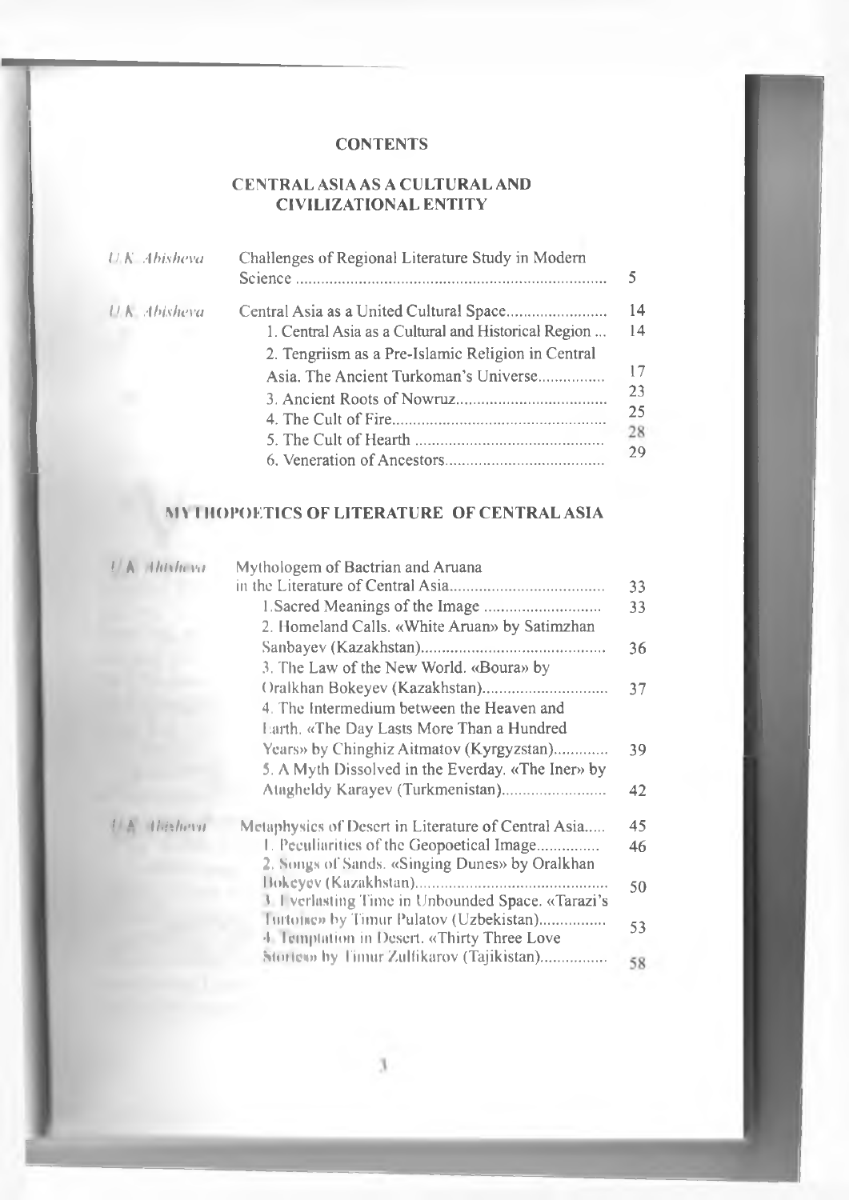# CONTENTS

## CENTRAL ASIA AS A CULTURAL AND CIVILIZATIONAL ENTITY

| | | |
|---|---|---|
| *U.K. Abisheva* | Challenges of Regional Literature Study in Modern Science | 5 |
| *U.K. Abisheva* | Central Asia as a United Cultural Space | 14 |
| | 1. Central Asia as a Cultural and Historical Region ... | 14 |
| | 2. Tengriism as a Pre-Islamic Religion in Central Asia. The Ancient Turkoman's Universe | 17 |
| | 3. Ancient Roots of Nowruz | 23 |
| | 4. The Cult of Fire | 25 |
| | 5. The Cult of Hearth | 28 |
| | 6. Veneration of Ancestors | 29 |

## MYTHOPOETICS OF LITERATURE OF CENTRAL ASIA

| | | |
|---|---|---|
| *U.K. Abisheva* | Mythologem of Bactrian and Aruana in the Literature of Central Asia | 33 |
| | 1. Sacred Meanings of the Image | 33 |
| | 2. Homeland Calls. «White Aruan» by Satimzhan Sanbayev (Kazakhstan) | 36 |
| | 3. The Law of the New World. «Boura» by Oralkhan Bokeyev (Kazakhstan) | 37 |
| | 4. The Intermedium between the Heaven and Earth. «The Day Lasts More Than a Hundred Years» by Chinghiz Aitmatov (Kyrgyzstan) | 39 |
| | 5. A Myth Dissolved in the Everday. «The Iner» by Atagheldy Karayev (Turkmenistan) | 42 |
| *U.K. Abisheva* | Metaphysics of Desert in Literature of Central Asia | 45 |
| | 1. Peculiarities of the Geopoetical Image | 46 |
| | 2. Songs of Sands. «Singing Dunes» by Oralkhan Bokeyev (Kazakhstan) | 50 |
| | 3. Everlasting Time in Unbounded Space. «Tarazi's Turtoise» by Timur Pulatov (Uzbekistan) | 53 |
| | 4. Temptation in Desert. «Thirty Three Love Stories» by Timur Zulfikarov (Tajikistan) | 58 |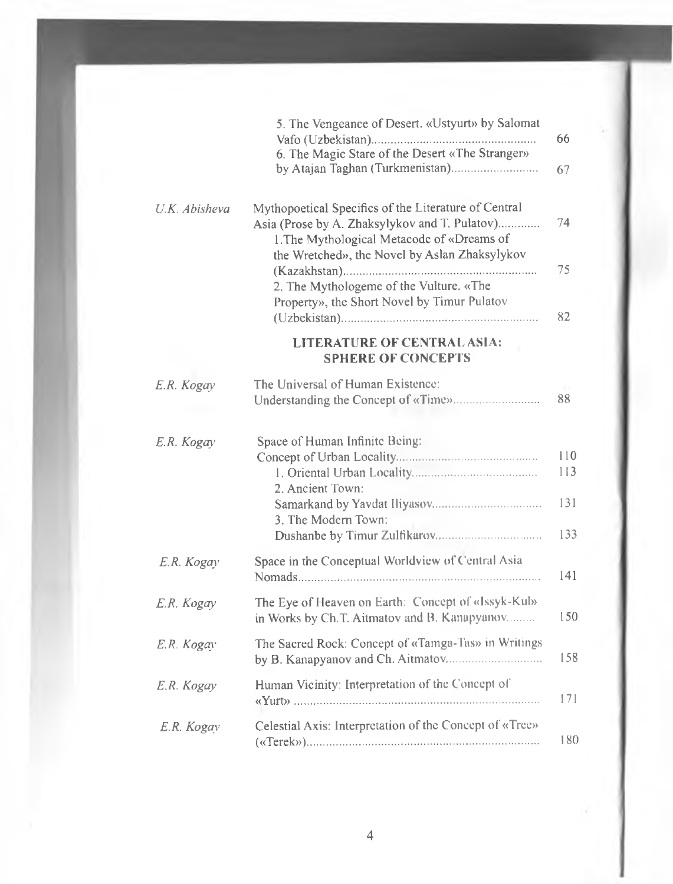| | | |
|---|---|---|
| | 5. The Vengeance of Desert. «Ustyurt» by Salomat Vafo (Uzbekistan) | 66 |
| | 6. The Magic Stare of the Desert «The Stranger» by Atajan Taghan (Turkmenistan) | 67 |
| *U.K. Abisheva* | Mythopoetical Specifics of the Literature of Central Asia (Prose by A. Zhaksylykov and T. Pulatov) | 74 |
| | 1. The Mythological Metacode of «Dreams of the Wretched», the Novel by Aslan Zhaksylykov (Kazakhstan) | 75 |
| | 2. The Mythologeme of the Vulture. «The Property», the Short Novel by Timur Pulatov (Uzbekistan) | 82 |

**LITERATURE OF CENTRAL ASIA: SPHERE OF CONCEPTS**

| | | |
|---|---|---|
| *E.R. Kogay* | The Universal of Human Existence: Understanding the Concept of «Time» | 88 |
| *E.R. Kogay* | Space of Human Infinite Being: Concept of Urban Locality | 110 |
| | 1. Oriental Urban Locality | 113 |
| | 2. Ancient Town: Samarkand by Yavdat Iliyasov | 131 |
| | 3. The Modern Town: Dushanbe by Timur Zulfikarov | 133 |
| *E.R. Kogay* | Space in the Conceptual Worldview of Central Asia Nomads | 141 |
| *E.R. Kogay* | The Eye of Heaven on Earth: Concept of «Issyk-Kul» in Works by Ch.T. Aitmatov and B. Kanapyanov | 150 |
| *E.R. Kogay* | The Sacred Rock: Concept of «Tamga-Tas» in Writings by B. Kanapyanov and Ch. Aitmatov | 158 |
| *E.R. Kogay* | Human Vicinity: Interpretation of the Concept of «Yurt» | 171 |
| *E.R. Kogay* | Celestial Axis: Interpretation of the Concept of «Tree» («Terek») | 180 |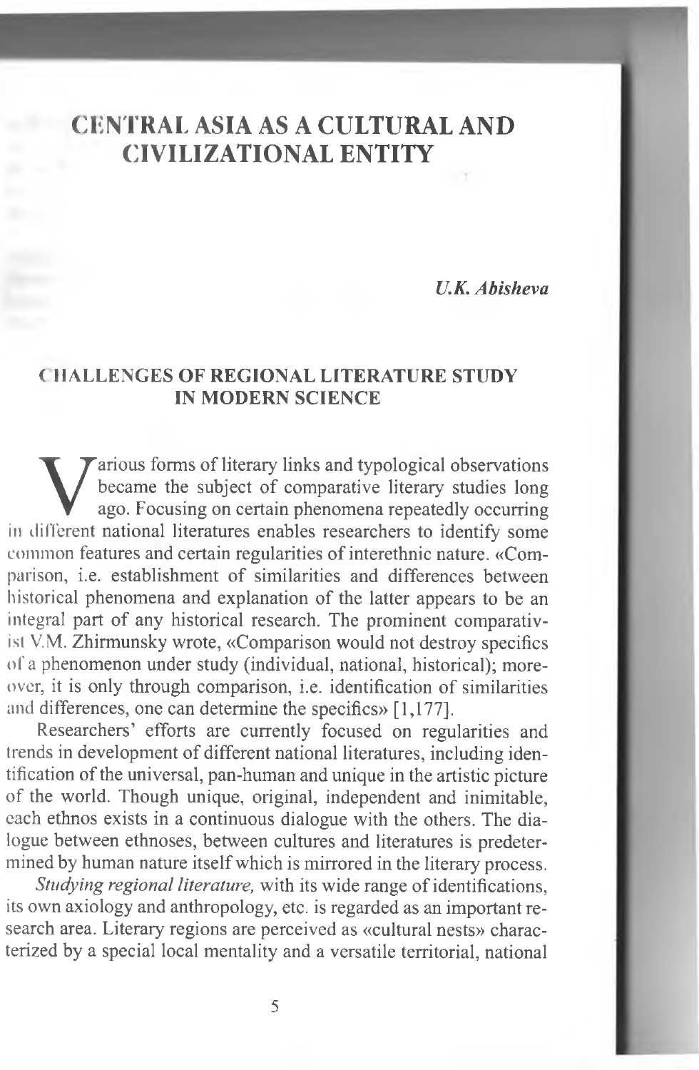# CENTRAL ASIA AS A CULTURAL AND CIVILIZATIONAL ENTITY

***U.K. Abisheva***

## CHALLENGES OF REGIONAL LITERATURE STUDY IN MODERN SCIENCE

Various forms of literary links and typological observations became the subject of comparative literary studies long ago. Focusing on certain phenomena repeatedly occurring in different national literatures enables researchers to identify some common features and certain regularities of interethnic nature. «Comparison, i.e. establishment of similarities and differences between historical phenomena and explanation of the latter appears to be an integral part of any historical research. The prominent comparativist V.M. Zhirmunsky wrote, «Comparison would not destroy specifics of a phenomenon under study (individual, national, historical); moreover, it is only through comparison, i.e. identification of similarities and differences, one can determine the specifics» [1,177].

Researchers' efforts are currently focused on regularities and trends in development of different national literatures, including identification of the universal, pan-human and unique in the artistic picture of the world. Though unique, original, independent and inimitable, each ethnos exists in a continuous dialogue with the others. The dialogue between ethnoses, between cultures and literatures is predetermined by human nature itself which is mirrored in the literary process.

*Studying regional literature,* with its wide range of identifications, its own axiology and anthropology, etc. is regarded as an important research area. Literary regions are perceived as «cultural nests» characterized by a special local mentality and a versatile territorial, national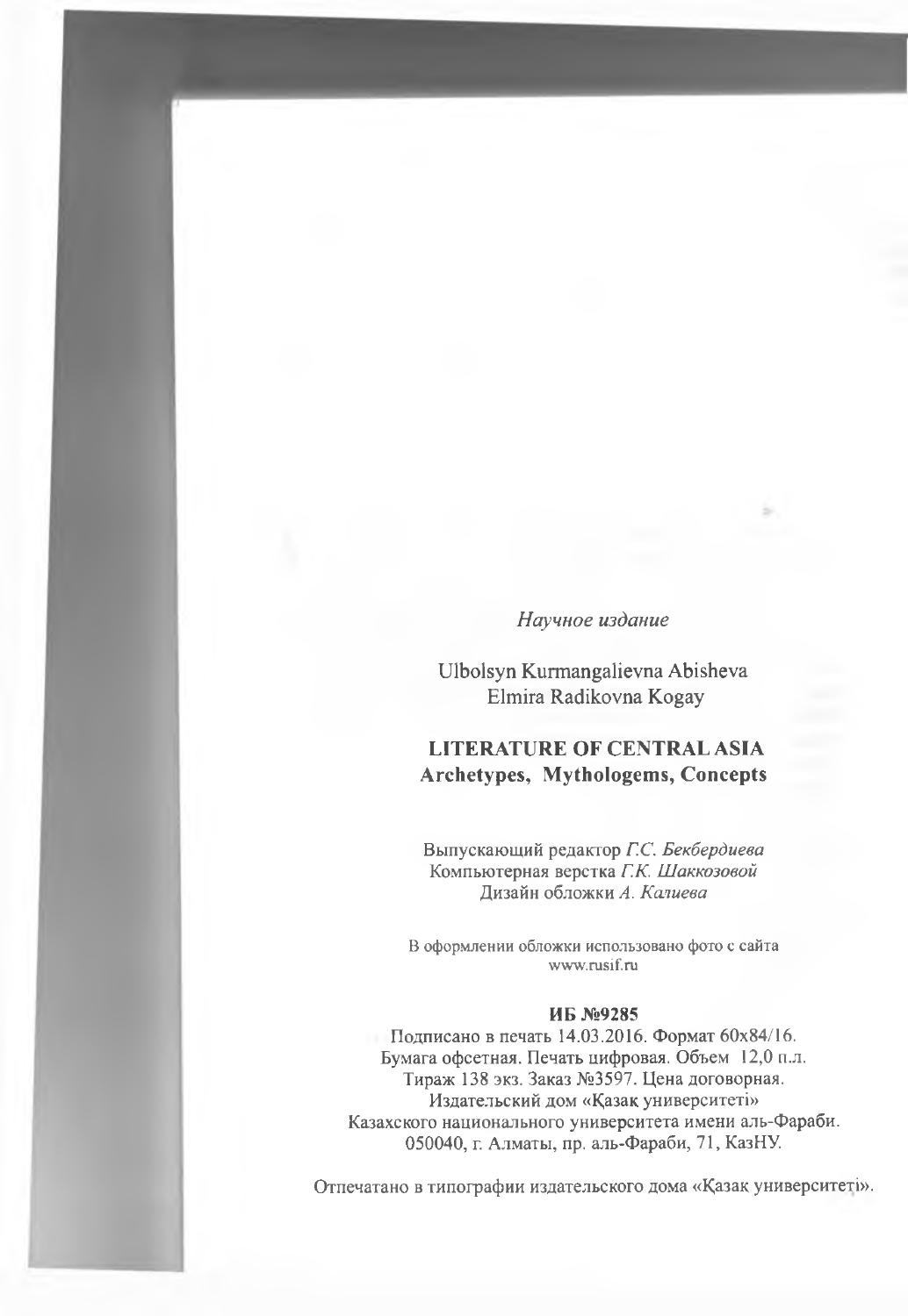*Научное издание*

Ulbolsyn Kurmangalievna Abisheva
Elmira Radikovna Kogay

**LITERATURE OF CENTRAL ASIA**
**Archetypes, Mythologems, Concepts**

Выпускающий редактор *Г.С. Бекбердиева*
Компьютерная верстка *Г.К. Шаккозовой*
Дизайн обложки *А. Калиева*

В оформлении обложки использовано фото с сайта
www.rusif.ru

**ИБ №9285**

Подписано в печать 14.03.2016. Формат 60x84/16.
Бумага офсетная. Печать цифровая. Объем 12,0 п.л.
Тираж 138 экз. Заказ №3597. Цена договорная.
Издательский дом «Қазақ университеті»
Казахского национального университета имени аль-Фараби.
050040, г. Алматы, пр. аль-Фараби, 71, КазНУ.

Отпечатано в типографии издательского дома «Қазақ университеті».